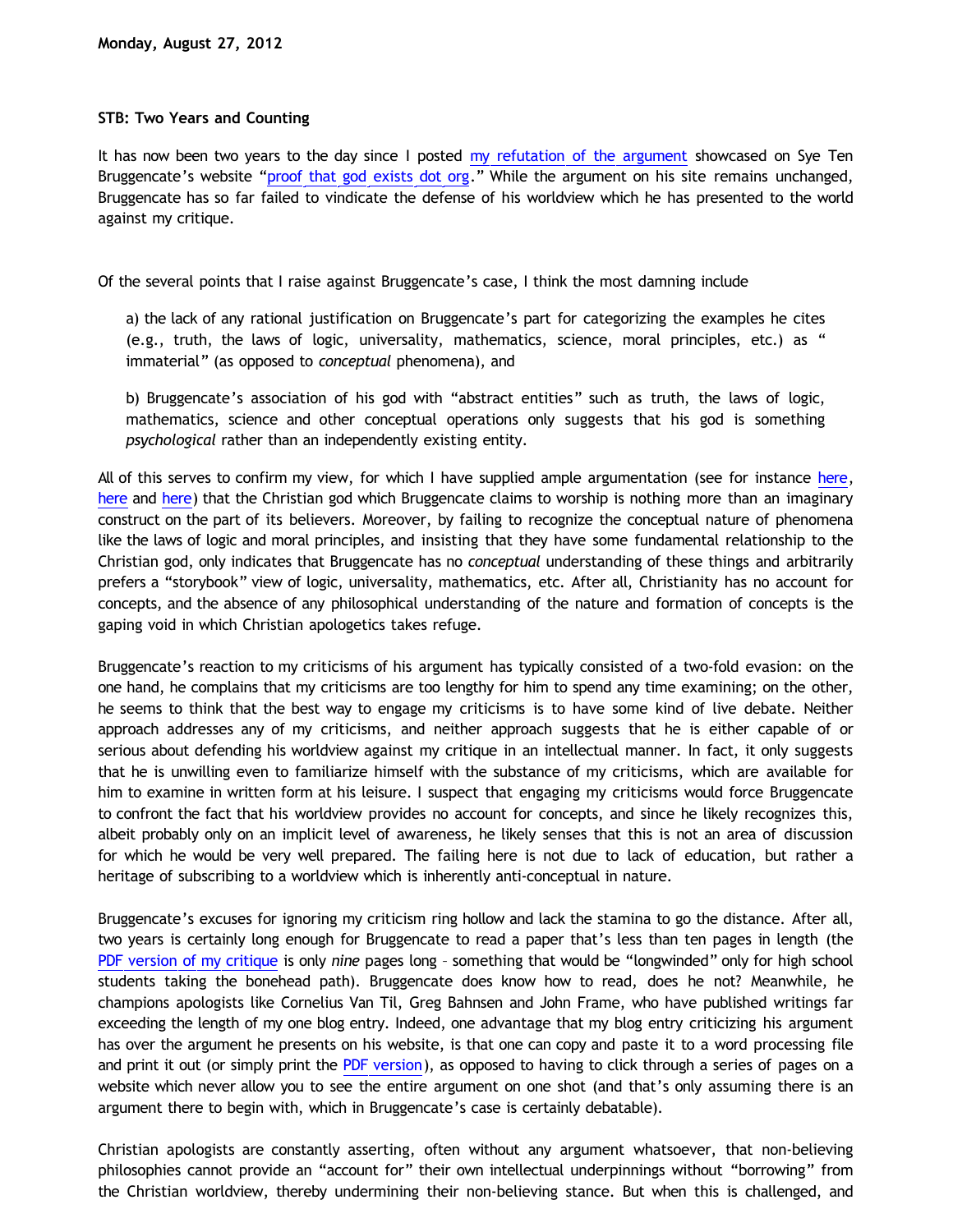Monday, August 27, 2012

**STB: Two Years and Counting**

It has now been two years to the day since I posted my refutation of the argument showcased on Sye Ten Bruggencate's website "proof that god exists dot org." While the argument on his site remains unchanged, Bruggencate has so far failed to vindicate the defense of his worldview which he has presented to the world against my critique.

Of the several points that I raise against Bruggencate's case, I think the most damning include

> a) the lack of any rational justification on Bruggencate's part for categorizing the examples he cites (e.g., truth, the laws of logic, universality, mathematics, science, moral principles, etc.) as "immaterial" (as opposed to *conceptual* phenomena), and
>
> b) Bruggencate's association of his god with "abstract entities" such as truth, the laws of logic, mathematics, science and other conceptual operations only suggests that his god is something *psychological* rather than an independently existing entity.

All of this serves to confirm my view, for which I have supplied ample argumentation (see for instance here, here and here) that the Christian god which Bruggencate claims to worship is nothing more than an imaginary construct on the part of its believers. Moreover, by failing to recognize the conceptual nature of phenomena like the laws of logic and moral principles, and insisting that they have some fundamental relationship to the Christian god, only indicates that Bruggencate has no *conceptual* understanding of these things and arbitrarily prefers a "storybook" view of logic, universality, mathematics, etc. After all, Christianity has no account for concepts, and the absence of any philosophical understanding of the nature and formation of concepts is the gaping void in which Christian apologetics takes refuge.

Bruggencate's reaction to my criticisms of his argument has typically consisted of a two-fold evasion: on the one hand, he complains that my criticisms are too lengthy for him to spend any time examining; on the other, he seems to think that the best way to engage my criticisms is to have some kind of live debate. Neither approach addresses any of my criticisms, and neither approach suggests that he is either capable of or serious about defending his worldview against my critique in an intellectual manner. In fact, it only suggests that he is unwilling even to familiarize himself with the substance of my criticisms, which are available for him to examine in written form at his leisure. I suspect that engaging my criticisms would force Bruggencate to confront the fact that his worldview provides no account for concepts, and since he likely recognizes this, albeit probably only on an implicit level of awareness, he likely senses that this is not an area of discussion for which he would be very well prepared. The failing here is not due to lack of education, but rather a heritage of subscribing to a worldview which is inherently anti-conceptual in nature.

Bruggencate's excuses for ignoring my criticism ring hollow and lack the stamina to go the distance. After all, two years is certainly long enough for Bruggencate to read a paper that's less than ten pages in length (the PDF version of my critique is only *nine* pages long – something that would be "longwinded" only for high school students taking the bonehead path). Bruggencate does know how to read, does he not? Meanwhile, he champions apologists like Cornelius Van Til, Greg Bahnsen and John Frame, who have published writings far exceeding the length of my one blog entry. Indeed, one advantage that my blog entry criticizing his argument has over the argument he presents on his website, is that one can copy and paste it to a word processing file and print it out (or simply print the PDF version), as opposed to having to click through a series of pages on a website which never allow you to see the entire argument on one shot (and that's only assuming there is an argument there to begin with, which in Bruggencate's case is certainly debatable).

Christian apologists are constantly asserting, often without any argument whatsoever, that non-believing philosophies cannot provide an "account for" their own intellectual underpinnings without "borrowing" from the Christian worldview, thereby undermining their non-believing stance. But when this is challenged, and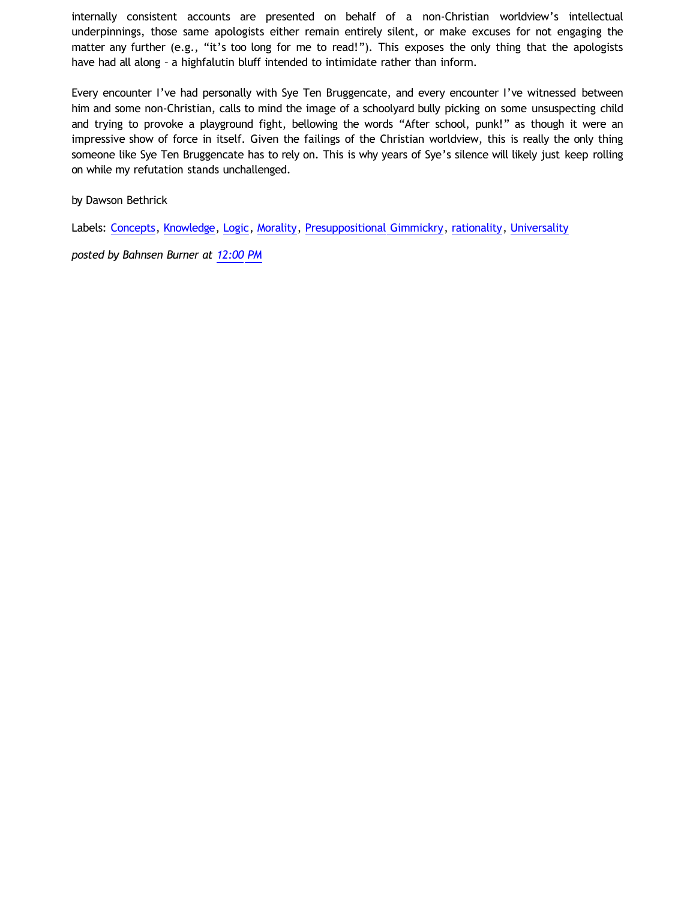internally consistent accounts are presented on behalf of a non-Christian worldview's intellectual underpinnings, those same apologists either remain entirely silent, or make excuses for not engaging the matter any further (e.g., "it's too long for me to read!"). This exposes the only thing that the apologists have had all along – a highfalutin bluff intended to intimidate rather than inform.

Every encounter I've had personally with Sye Ten Bruggencate, and every encounter I've witnessed between him and some non-Christian, calls to mind the image of a schoolyard bully picking on some unsuspecting child and trying to provoke a playground fight, bellowing the words "After school, punk!" as though it were an impressive show of force in itself. Given the failings of the Christian worldview, this is really the only thing someone like Sye Ten Bruggencate has to rely on. This is why years of Sye's silence will likely just keep rolling on while my refutation stands unchallenged.

by Dawson Bethrick

Labels: Concepts, Knowledge, Logic, Morality, Presuppositional Gimmickry, rationality, Universality

*posted by Bahnsen Burner at 12:00 PM*